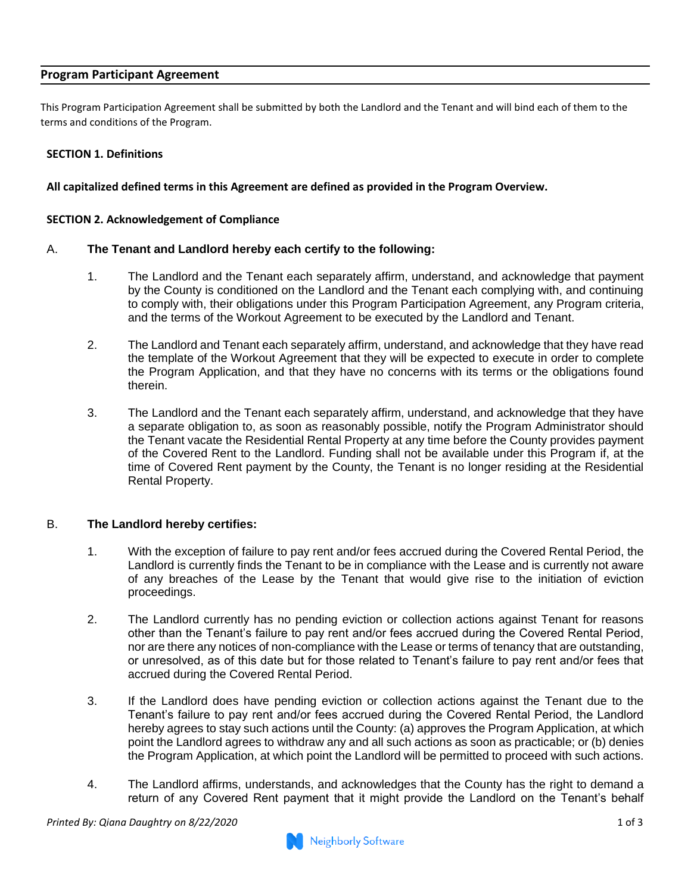## Program Participant Agreement

This Program Participation Agreement shall be submitted by both the Landlord and the Tenant and will bind each of them to the terms and conditions of the Program.

### SECTION 1. Definitions

**All capitalized defined terms in this Agreement are defined as provided in the Program Overview.**

### SECTION 2. Acknowledgement of Compliance

A. **The Tenant and Landlord hereby each certify to the following:**

1. The Landlord and the Tenant each separately affirm, understand, and acknowledge that payment by the County is conditioned on the Landlord and the Tenant each complying with, and continuing to comply with, their obligations under this Program Participation Agreement, any Program criteria, and the terms of the Workout Agreement to be executed by the Landlord and Tenant.

2. The Landlord and Tenant each separately affirm, understand, and acknowledge that they have read the template of the Workout Agreement that they will be expected to execute in order to complete the Program Application, and that they have no concerns with its terms or the obligations found therein.

3. The Landlord and the Tenant each separately affirm, understand, and acknowledge that they have a separate obligation to, as soon as reasonably possible, notify the Program Administrator should the Tenant vacate the Residential Rental Property at any time before the County provides payment of the Covered Rent to the Landlord. Funding shall not be available under this Program if, at the time of Covered Rent payment by the County, the Tenant is no longer residing at the Residential Rental Property.

B. **The Landlord hereby certifies:**

1. With the exception of failure to pay rent and/or fees accrued during the Covered Rental Period, the Landlord is currently finds the Tenant to be in compliance with the Lease and is currently not aware of any breaches of the Lease by the Tenant that would give rise to the initiation of eviction proceedings.

2. The Landlord currently has no pending eviction or collection actions against Tenant for reasons other than the Tenant's failure to pay rent and/or fees accrued during the Covered Rental Period, nor are there any notices of non-compliance with the Lease or terms of tenancy that are outstanding, or unresolved, as of this date but for those related to Tenant's failure to pay rent and/or fees that accrued during the Covered Rental Period.

3. If the Landlord does have pending eviction or collection actions against the Tenant due to the Tenant's failure to pay rent and/or fees accrued during the Covered Rental Period, the Landlord hereby agrees to stay such actions until the County: (a) approves the Program Application, at which point the Landlord agrees to withdraw any and all such actions as soon as practicable; or (b) denies the Program Application, at which point the Landlord will be permitted to proceed with such actions.

4. The Landlord affirms, understands, and acknowledges that the County has the right to demand a return of any Covered Rent payment that it might provide the Landlord on the Tenant's behalf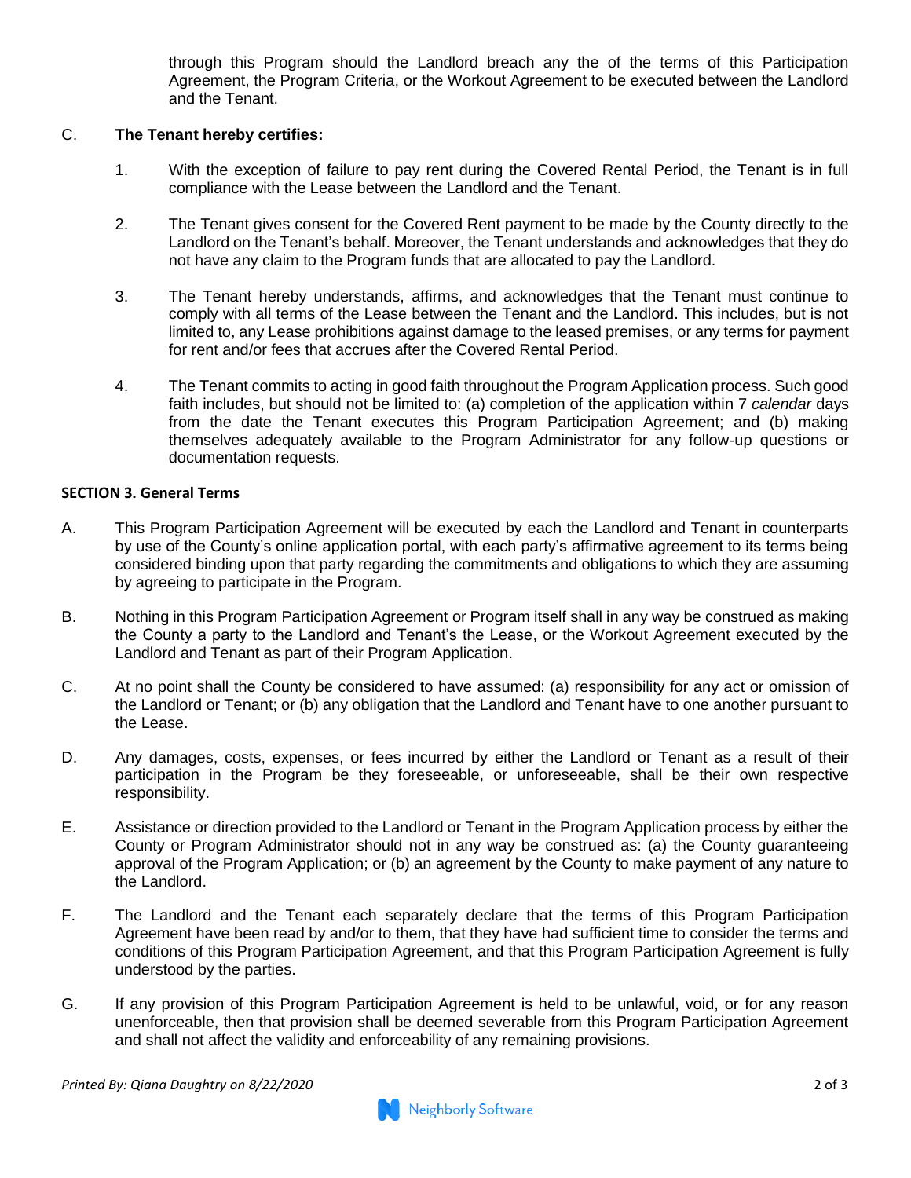through this Program should the Landlord breach any the of the terms of this Participation Agreement, the Program Criteria, or the Workout Agreement to be executed between the Landlord and the Tenant.

C. **The Tenant hereby certifies:**

1. With the exception of failure to pay rent during the Covered Rental Period, the Tenant is in full compliance with the Lease between the Landlord and the Tenant.

2. The Tenant gives consent for the Covered Rent payment to be made by the County directly to the Landlord on the Tenant's behalf. Moreover, the Tenant understands and acknowledges that they do not have any claim to the Program funds that are allocated to pay the Landlord.

3. The Tenant hereby understands, affirms, and acknowledges that the Tenant must continue to comply with all terms of the Lease between the Tenant and the Landlord. This includes, but is not limited to, any Lease prohibitions against damage to the leased premises, or any terms for payment for rent and/or fees that accrues after the Covered Rental Period.

4. The Tenant commits to acting in good faith throughout the Program Application process. Such good faith includes, but should not be limited to: (a) completion of the application within 7 *calendar* days from the date the Tenant executes this Program Participation Agreement; and (b) making themselves adequately available to the Program Administrator for any follow-up questions or documentation requests.

**SECTION 3. General Terms**

A. This Program Participation Agreement will be executed by each the Landlord and Tenant in counterparts by use of the County's online application portal, with each party's affirmative agreement to its terms being considered binding upon that party regarding the commitments and obligations to which they are assuming by agreeing to participate in the Program.

B. Nothing in this Program Participation Agreement or Program itself shall in any way be construed as making the County a party to the Landlord and Tenant's the Lease, or the Workout Agreement executed by the Landlord and Tenant as part of their Program Application.

C. At no point shall the County be considered to have assumed: (a) responsibility for any act or omission of the Landlord or Tenant; or (b) any obligation that the Landlord and Tenant have to one another pursuant to the Lease.

D. Any damages, costs, expenses, or fees incurred by either the Landlord or Tenant as a result of their participation in the Program be they foreseeable, or unforeseeable, shall be their own respective responsibility.

E. Assistance or direction provided to the Landlord or Tenant in the Program Application process by either the County or Program Administrator should not in any way be construed as: (a) the County guaranteeing approval of the Program Application; or (b) an agreement by the County to make payment of any nature to the Landlord.

F. The Landlord and the Tenant each separately declare that the terms of this Program Participation Agreement have been read by and/or to them, that they have had sufficient time to consider the terms and conditions of this Program Participation Agreement, and that this Program Participation Agreement is fully understood by the parties.

G. If any provision of this Program Participation Agreement is held to be unlawful, void, or for any reason unenforceable, then that provision shall be deemed severable from this Program Participation Agreement and shall not affect the validity and enforceability of any remaining provisions.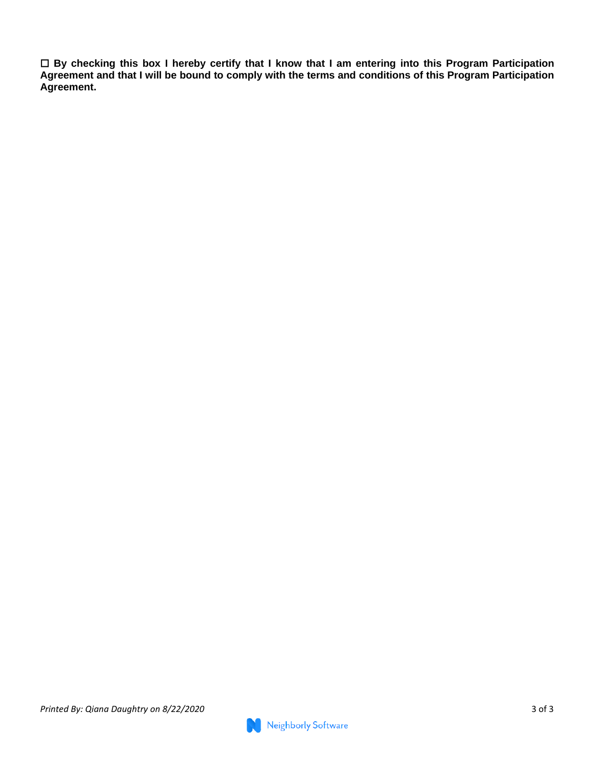☐ **By checking this box I hereby certify that I know that I am entering into this Program Participation Agreement and that I will be bound to comply with the terms and conditions of this Program Participation Agreement.**